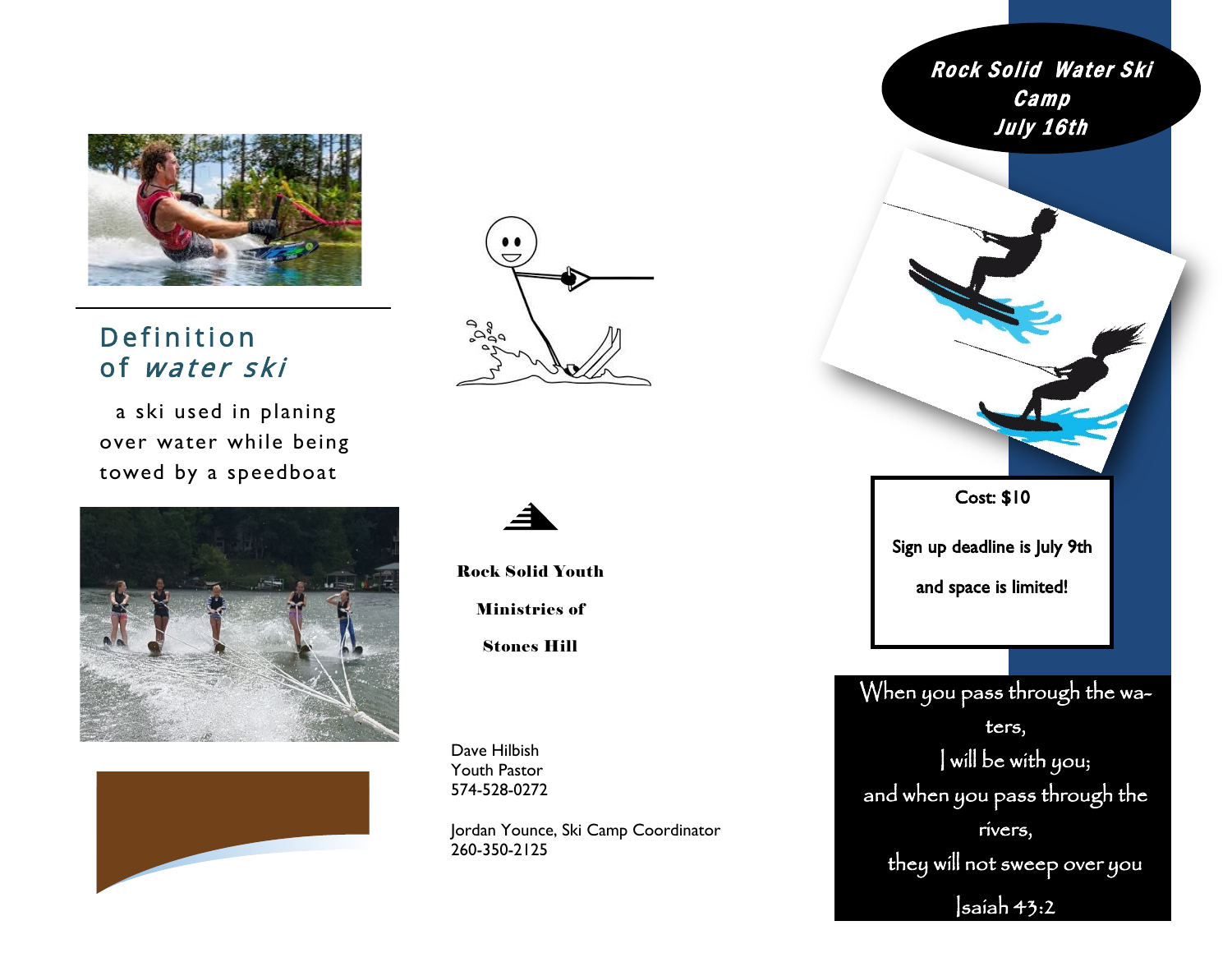## Definition of *water ski*

a ski used in planing over water while being towed by a speedboat

**Rock Solid Youth Ministries of Stones Hill**

Dave Hilbish
Youth Pastor
574-528-0272

Jordan Younce, Ski Camp Coordinator
260-350-2125

# *Rock Solid Water Ski Camp July 16th*

**Cost: $10**

**Sign up deadline is July 9th and space is limited!**

When you pass through the waters,
I will be with you;
and when you pass through the rivers,
they will not sweep over you

Isaiah 43:2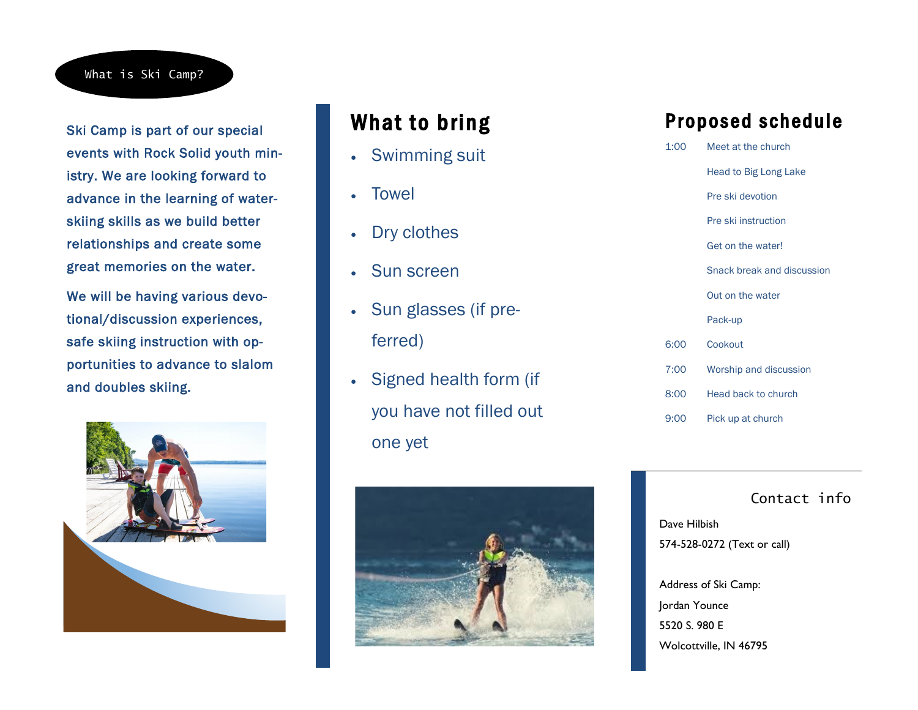## What is Ski Camp?

Ski Camp is part of our special events with Rock Solid youth ministry. We are looking forward to advance in the learning of water-skiing skills as we build better relationships and create some great memories on the water.

We will be having various devotional/discussion experiences, safe skiing instruction with opportunities to advance to slalom and doubles skiing.

## What to bring

- Swimming suit
- Towel
- Dry clothes
- Sun screen
- Sun glasses (if preferred)
- Signed health form (if you have not filled out one yet

## Proposed schedule

| | |
|---|---|
| 1:00 | Meet at the church |
| | Head to Big Long Lake |
| | Pre ski devotion |
| | Pre ski instruction |
| | Get on the water! |
| | Snack break and discussion |
| | Out on the water |
| | Pack-up |
| 6:00 | Cookout |
| 7:00 | Worship and discussion |
| 8:00 | Head back to church |
| 9:00 | Pick up at church |

## Contact info

Dave Hilbish
574-528-0272 (Text or call)

Address of Ski Camp:
Jordan Younce
5520 S. 980 E
Wolcottville, IN 46795